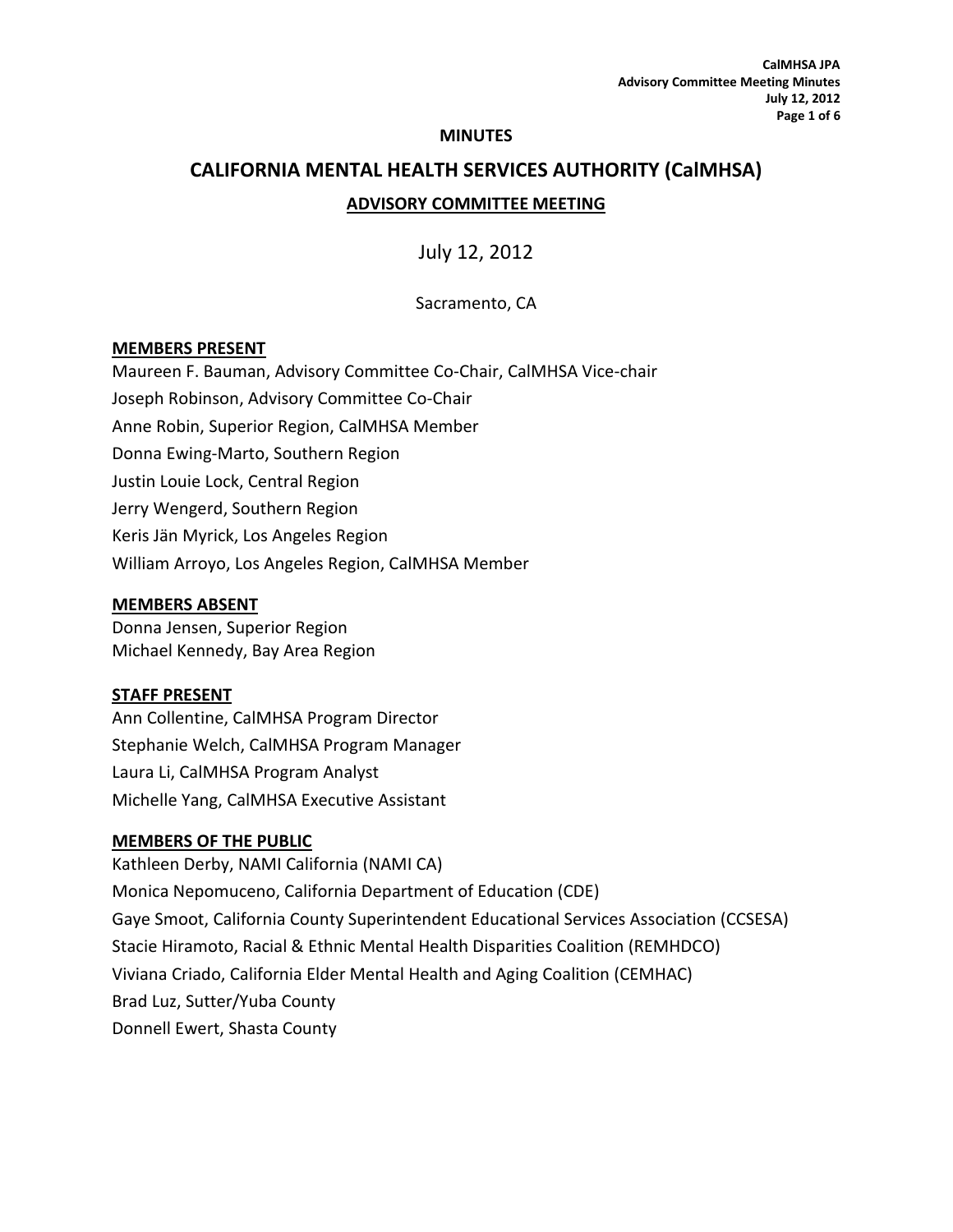**MINUTES**

# CALIFORNIA MENTAL HEALTH SERVICES AUTHORITY (CalMHSA)

## ADVISORY COMMITTEE MEETING

July 12, 2012

Sacramento, CA

**MEMBERS PRESENT**

Maureen F. Bauman, Advisory Committee Co-Chair, CalMHSA Vice-chair
Joseph Robinson, Advisory Committee Co-Chair
Anne Robin, Superior Region, CalMHSA Member
Donna Ewing-Marto, Southern Region
Justin Louie Lock, Central Region
Jerry Wengerd, Southern Region
Keris Jän Myrick, Los Angeles Region
William Arroyo, Los Angeles Region, CalMHSA Member

**MEMBERS ABSENT**

Donna Jensen, Superior Region
Michael Kennedy, Bay Area Region

**STAFF PRESENT**

Ann Collentine, CalMHSA Program Director
Stephanie Welch, CalMHSA Program Manager
Laura Li, CalMHSA Program Analyst
Michelle Yang, CalMHSA Executive Assistant

**MEMBERS OF THE PUBLIC**

Kathleen Derby, NAMI California (NAMI CA)
Monica Nepomuceno, California Department of Education (CDE)
Gaye Smoot, California County Superintendent Educational Services Association (CCSESA)
Stacie Hiramoto, Racial & Ethnic Mental Health Disparities Coalition (REMHDCO)
Viviana Criado, California Elder Mental Health and Aging Coalition (CEMHAC)
Brad Luz, Sutter/Yuba County
Donnell Ewert, Shasta County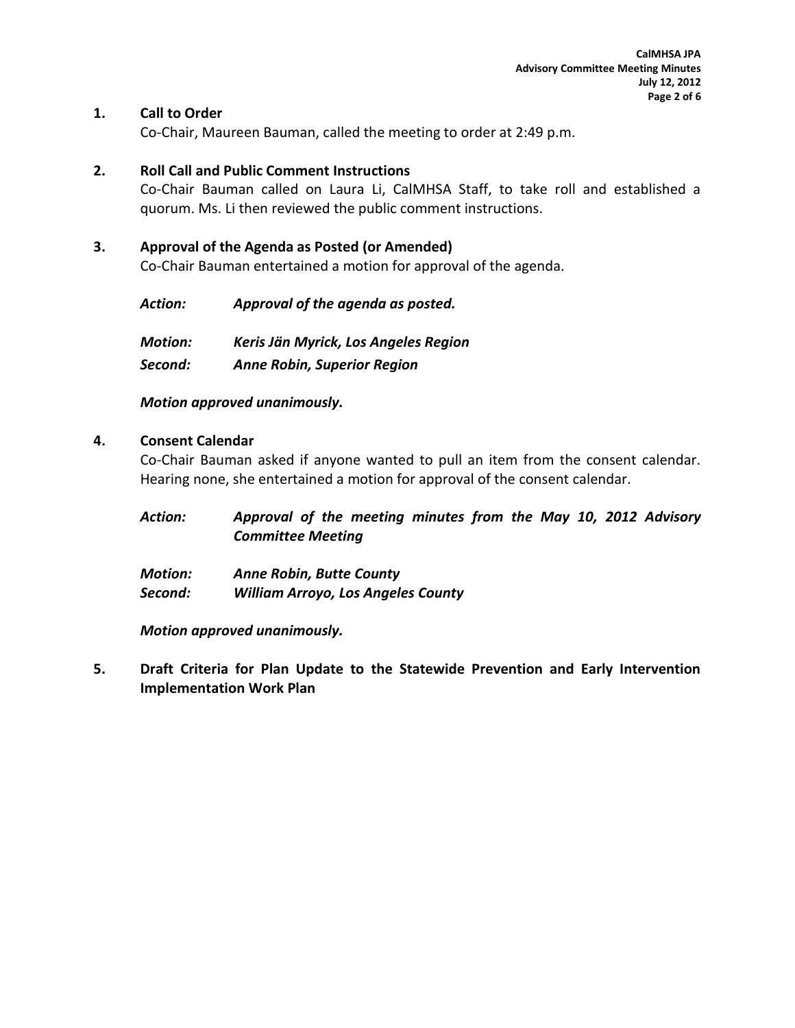## 1. Call to Order

Co-Chair, Maureen Bauman, called the meeting to order at 2:49 p.m.

## 2. Roll Call and Public Comment Instructions

Co-Chair Bauman called on Laura Li, CalMHSA Staff, to take roll and established a quorum. Ms. Li then reviewed the public comment instructions.

## 3. Approval of the Agenda as Posted (or Amended)

Co-Chair Bauman entertained a motion for approval of the agenda.

***Action:*** ***Approval of the agenda as posted.***

***Motion:*** ***Keris Jän Myrick, Los Angeles Region***
***Second:*** ***Anne Robin, Superior Region***

***Motion approved unanimously.***

## 4. Consent Calendar

Co-Chair Bauman asked if anyone wanted to pull an item from the consent calendar. Hearing none, she entertained a motion for approval of the consent calendar.

***Action:*** ***Approval of the meeting minutes from the May 10, 2012 Advisory Committee Meeting***

***Motion:*** ***Anne Robin, Butte County***
***Second:*** ***William Arroyo, Los Angeles County***

***Motion approved unanimously.***

## 5. Draft Criteria for Plan Update to the Statewide Prevention and Early Intervention Implementation Work Plan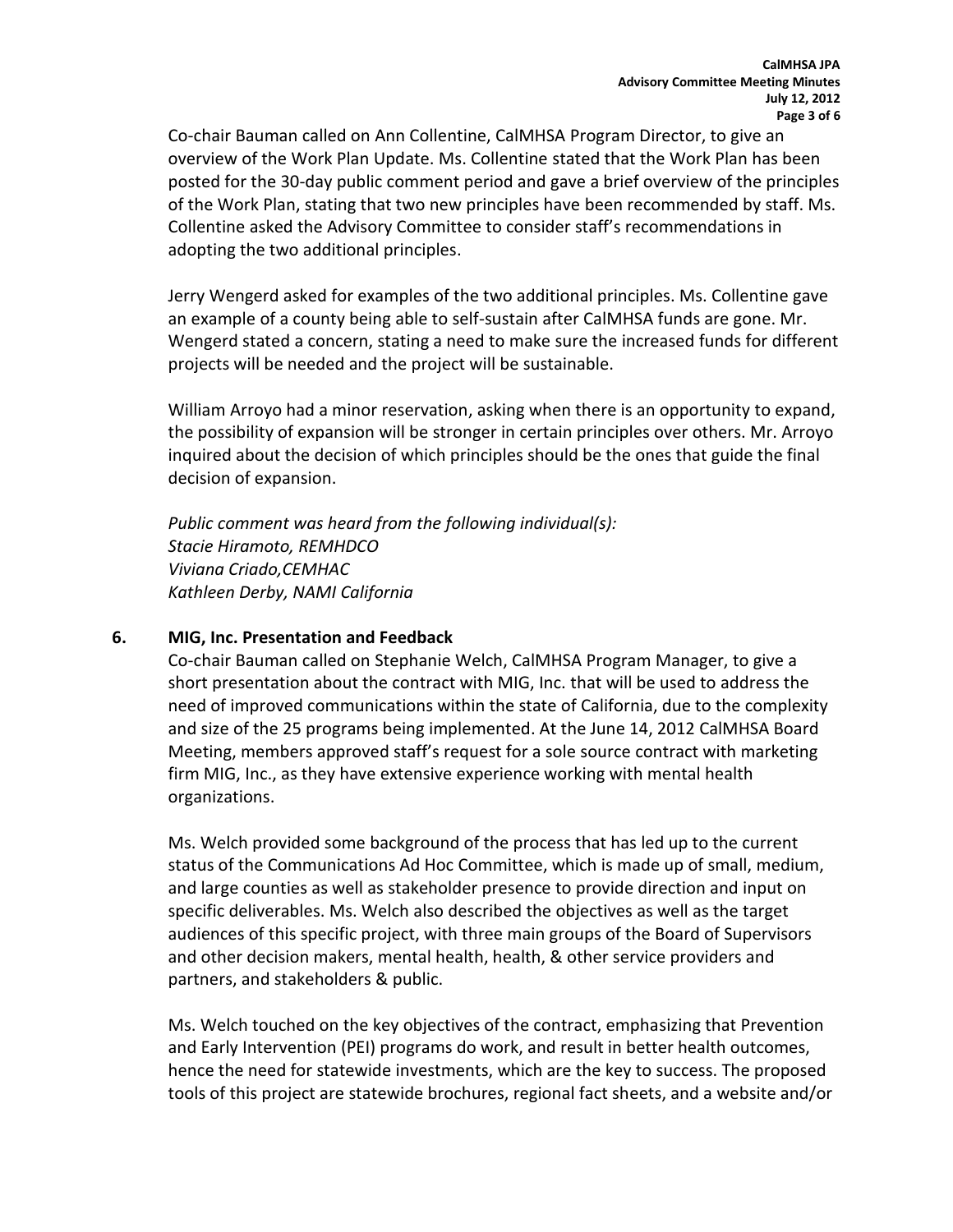Co-chair Bauman called on Ann Collentine, CalMHSA Program Director, to give an overview of the Work Plan Update. Ms. Collentine stated that the Work Plan has been posted for the 30-day public comment period and gave a brief overview of the principles of the Work Plan, stating that two new principles have been recommended by staff. Ms. Collentine asked the Advisory Committee to consider staff's recommendations in adopting the two additional principles.

Jerry Wengerd asked for examples of the two additional principles. Ms. Collentine gave an example of a county being able to self-sustain after CalMHSA funds are gone. Mr. Wengerd stated a concern, stating a need to make sure the increased funds for different projects will be needed and the project will be sustainable.

William Arroyo had a minor reservation, asking when there is an opportunity to expand, the possibility of expansion will be stronger in certain principles over others. Mr. Arroyo inquired about the decision of which principles should be the ones that guide the final decision of expansion.

*Public comment was heard from the following individual(s):*
*Stacie Hiramoto, REMHDCO*
*Viviana Criado,CEMHAC*
*Kathleen Derby, NAMI California*

## 6. MIG, Inc. Presentation and Feedback

Co-chair Bauman called on Stephanie Welch, CalMHSA Program Manager, to give a short presentation about the contract with MIG, Inc. that will be used to address the need of improved communications within the state of California, due to the complexity and size of the 25 programs being implemented. At the June 14, 2012 CalMHSA Board Meeting, members approved staff's request for a sole source contract with marketing firm MIG, Inc., as they have extensive experience working with mental health organizations.

Ms. Welch provided some background of the process that has led up to the current status of the Communications Ad Hoc Committee, which is made up of small, medium, and large counties as well as stakeholder presence to provide direction and input on specific deliverables. Ms. Welch also described the objectives as well as the target audiences of this specific project, with three main groups of the Board of Supervisors and other decision makers, mental health, health, & other service providers and partners, and stakeholders & public.

Ms. Welch touched on the key objectives of the contract, emphasizing that Prevention and Early Intervention (PEI) programs do work, and result in better health outcomes, hence the need for statewide investments, which are the key to success. The proposed tools of this project are statewide brochures, regional fact sheets, and a website and/or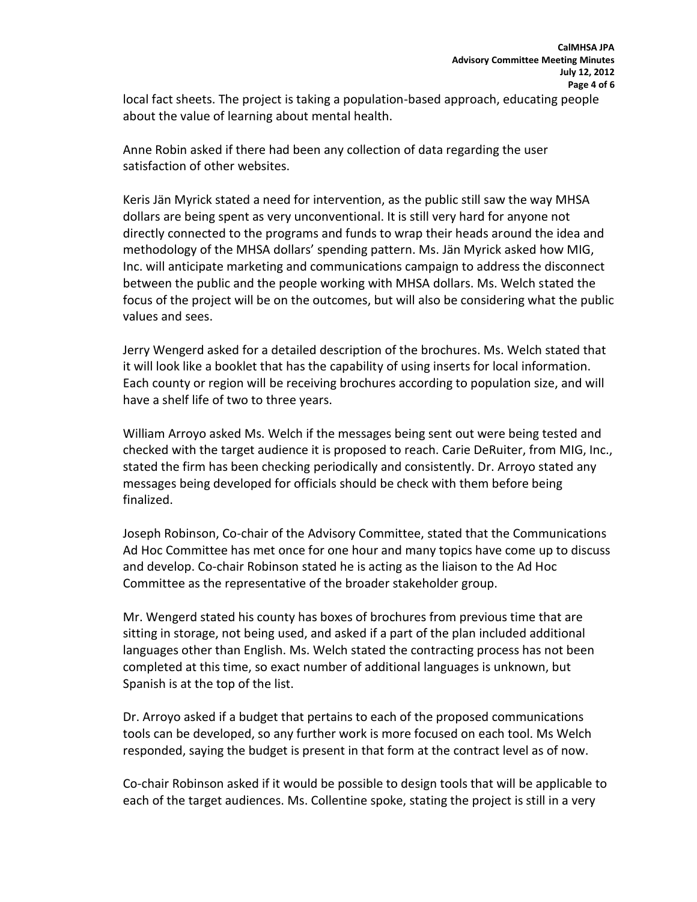local fact sheets. The project is taking a population-based approach, educating people about the value of learning about mental health.

Anne Robin asked if there had been any collection of data regarding the user satisfaction of other websites.

Keris Jän Myrick stated a need for intervention, as the public still saw the way MHSA dollars are being spent as very unconventional. It is still very hard for anyone not directly connected to the programs and funds to wrap their heads around the idea and methodology of the MHSA dollars' spending pattern. Ms. Jän Myrick asked how MIG, Inc. will anticipate marketing and communications campaign to address the disconnect between the public and the people working with MHSA dollars. Ms. Welch stated the focus of the project will be on the outcomes, but will also be considering what the public values and sees.

Jerry Wengerd asked for a detailed description of the brochures. Ms. Welch stated that it will look like a booklet that has the capability of using inserts for local information. Each county or region will be receiving brochures according to population size, and will have a shelf life of two to three years.

William Arroyo asked Ms. Welch if the messages being sent out were being tested and checked with the target audience it is proposed to reach. Carie DeRuiter, from MIG, Inc., stated the firm has been checking periodically and consistently. Dr. Arroyo stated any messages being developed for officials should be check with them before being finalized.

Joseph Robinson, Co-chair of the Advisory Committee, stated that the Communications Ad Hoc Committee has met once for one hour and many topics have come up to discuss and develop. Co-chair Robinson stated he is acting as the liaison to the Ad Hoc Committee as the representative of the broader stakeholder group.

Mr. Wengerd stated his county has boxes of brochures from previous time that are sitting in storage, not being used, and asked if a part of the plan included additional languages other than English. Ms. Welch stated the contracting process has not been completed at this time, so exact number of additional languages is unknown, but Spanish is at the top of the list.

Dr. Arroyo asked if a budget that pertains to each of the proposed communications tools can be developed, so any further work is more focused on each tool. Ms Welch responded, saying the budget is present in that form at the contract level as of now.

Co-chair Robinson asked if it would be possible to design tools that will be applicable to each of the target audiences. Ms. Collentine spoke, stating the project is still in a very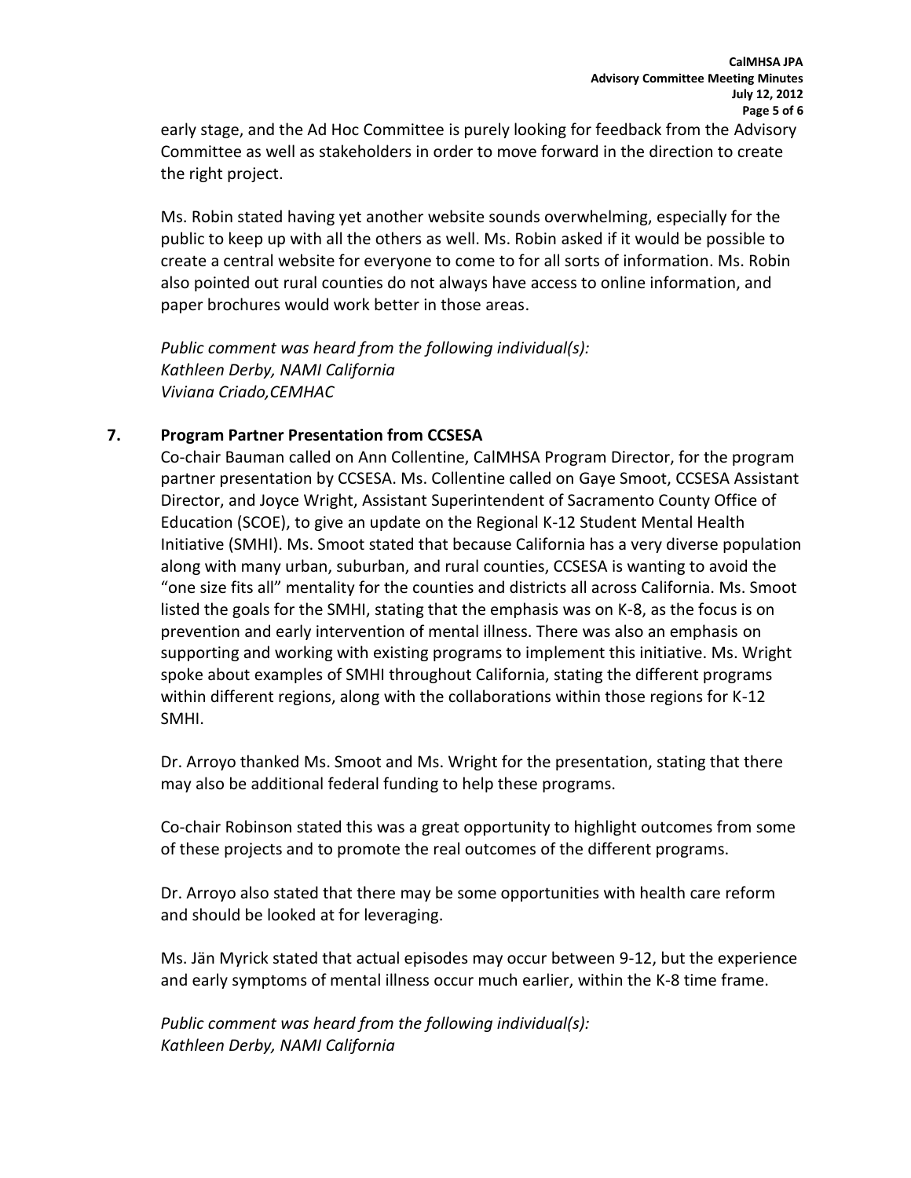early stage, and the Ad Hoc Committee is purely looking for feedback from the Advisory Committee as well as stakeholders in order to move forward in the direction to create the right project.

Ms. Robin stated having yet another website sounds overwhelming, especially for the public to keep up with all the others as well. Ms. Robin asked if it would be possible to create a central website for everyone to come to for all sorts of information. Ms. Robin also pointed out rural counties do not always have access to online information, and paper brochures would work better in those areas.

*Public comment was heard from the following individual(s):*
*Kathleen Derby, NAMI California*
*Viviana Criado,CEMHAC*

**7. Program Partner Presentation from CCSESA**

Co-chair Bauman called on Ann Collentine, CalMHSA Program Director, for the program partner presentation by CCSESA. Ms. Collentine called on Gaye Smoot, CCSESA Assistant Director, and Joyce Wright, Assistant Superintendent of Sacramento County Office of Education (SCOE), to give an update on the Regional K-12 Student Mental Health Initiative (SMHI). Ms. Smoot stated that because California has a very diverse population along with many urban, suburban, and rural counties, CCSESA is wanting to avoid the "one size fits all" mentality for the counties and districts all across California. Ms. Smoot listed the goals for the SMHI, stating that the emphasis was on K-8, as the focus is on prevention and early intervention of mental illness. There was also an emphasis on supporting and working with existing programs to implement this initiative. Ms. Wright spoke about examples of SMHI throughout California, stating the different programs within different regions, along with the collaborations within those regions for K-12 SMHI.

Dr. Arroyo thanked Ms. Smoot and Ms. Wright for the presentation, stating that there may also be additional federal funding to help these programs.

Co-chair Robinson stated this was a great opportunity to highlight outcomes from some of these projects and to promote the real outcomes of the different programs.

Dr. Arroyo also stated that there may be some opportunities with health care reform and should be looked at for leveraging.

Ms. Jän Myrick stated that actual episodes may occur between 9-12, but the experience and early symptoms of mental illness occur much earlier, within the K-8 time frame.

*Public comment was heard from the following individual(s):*
*Kathleen Derby, NAMI California*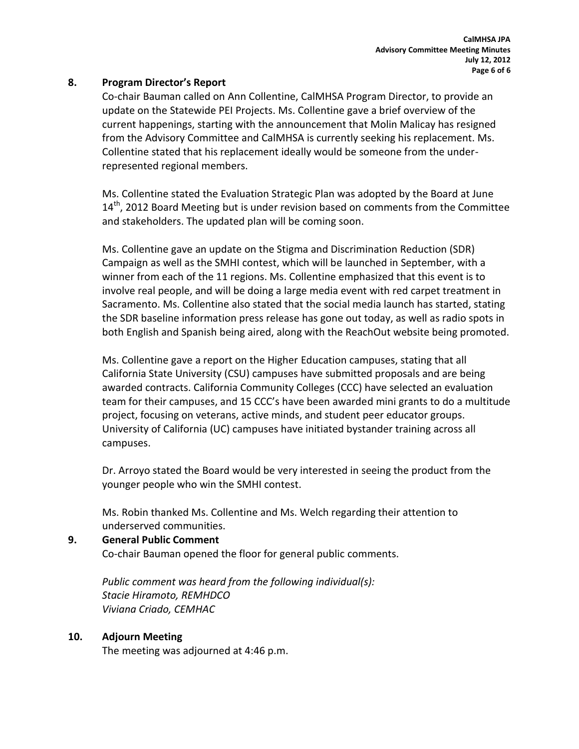## 8. Program Director's Report

Co-chair Bauman called on Ann Collentine, CalMHSA Program Director, to provide an update on the Statewide PEI Projects. Ms. Collentine gave a brief overview of the current happenings, starting with the announcement that Molin Malicay has resigned from the Advisory Committee and CalMHSA is currently seeking his replacement. Ms. Collentine stated that his replacement ideally would be someone from the under-represented regional members.

Ms. Collentine stated the Evaluation Strategic Plan was adopted by the Board at June 14th, 2012 Board Meeting but is under revision based on comments from the Committee and stakeholders. The updated plan will be coming soon.

Ms. Collentine gave an update on the Stigma and Discrimination Reduction (SDR) Campaign as well as the SMHI contest, which will be launched in September, with a winner from each of the 11 regions. Ms. Collentine emphasized that this event is to involve real people, and will be doing a large media event with red carpet treatment in Sacramento. Ms. Collentine also stated that the social media launch has started, stating the SDR baseline information press release has gone out today, as well as radio spots in both English and Spanish being aired, along with the ReachOut website being promoted.

Ms. Collentine gave a report on the Higher Education campuses, stating that all California State University (CSU) campuses have submitted proposals and are being awarded contracts. California Community Colleges (CCC) have selected an evaluation team for their campuses, and 15 CCC's have been awarded mini grants to do a multitude project, focusing on veterans, active minds, and student peer educator groups. University of California (UC) campuses have initiated bystander training across all campuses.

Dr. Arroyo stated the Board would be very interested in seeing the product from the younger people who win the SMHI contest.

Ms. Robin thanked Ms. Collentine and Ms. Welch regarding their attention to underserved communities.

## 9. General Public Comment

Co-chair Bauman opened the floor for general public comments.

*Public comment was heard from the following individual(s):*
*Stacie Hiramoto, REMHDCO*
*Viviana Criado, CEMHAC*

## 10. Adjourn Meeting

The meeting was adjourned at 4:46 p.m.